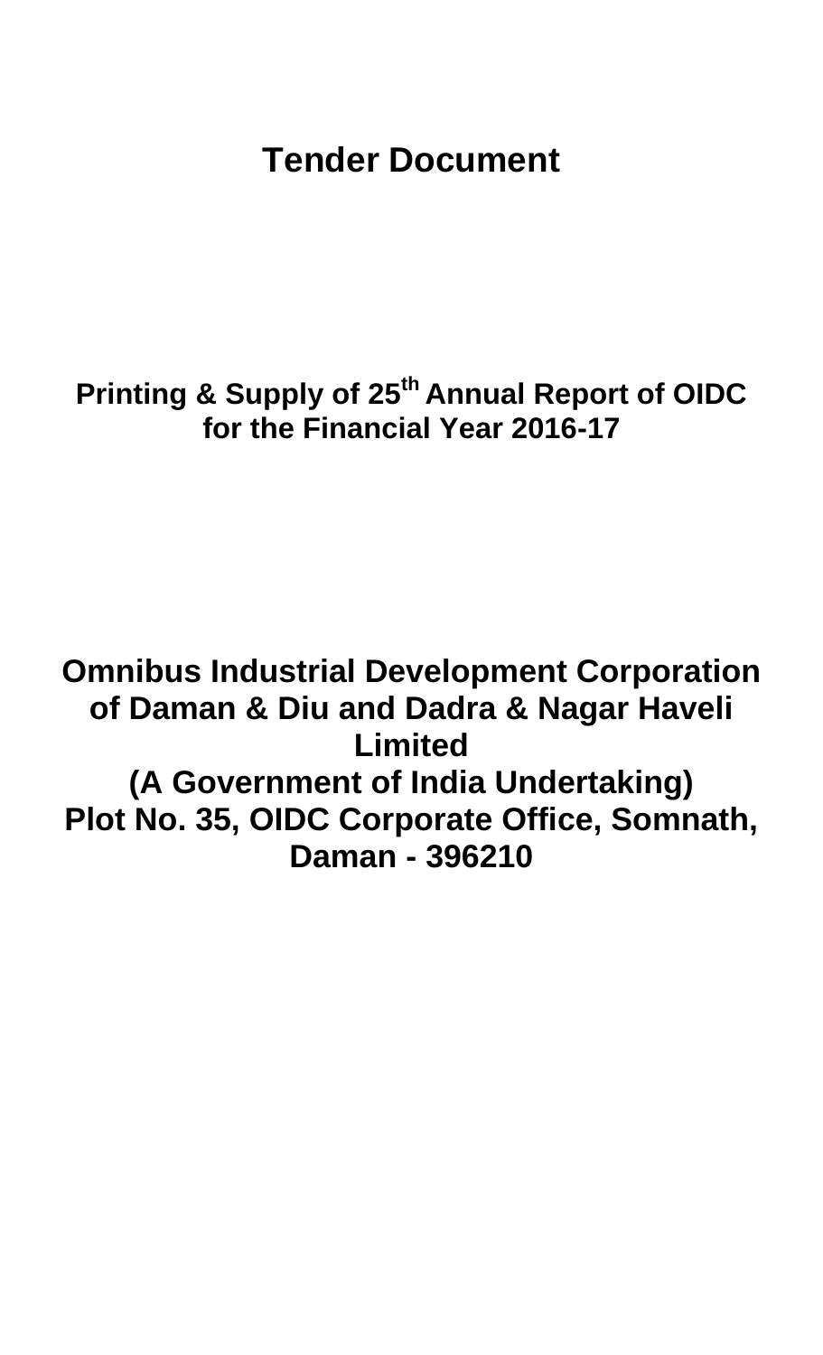# Tender Document

## Printing & Supply of 25th Annual Report of OIDC for the Financial Year 2016-17

## Omnibus Industrial Development Corporation of Daman & Diu and Dadra & Nagar Haveli Limited

**(A Government of India Undertaking)**

**Plot No. 35, OIDC Corporate Office, Somnath, Daman - 396210**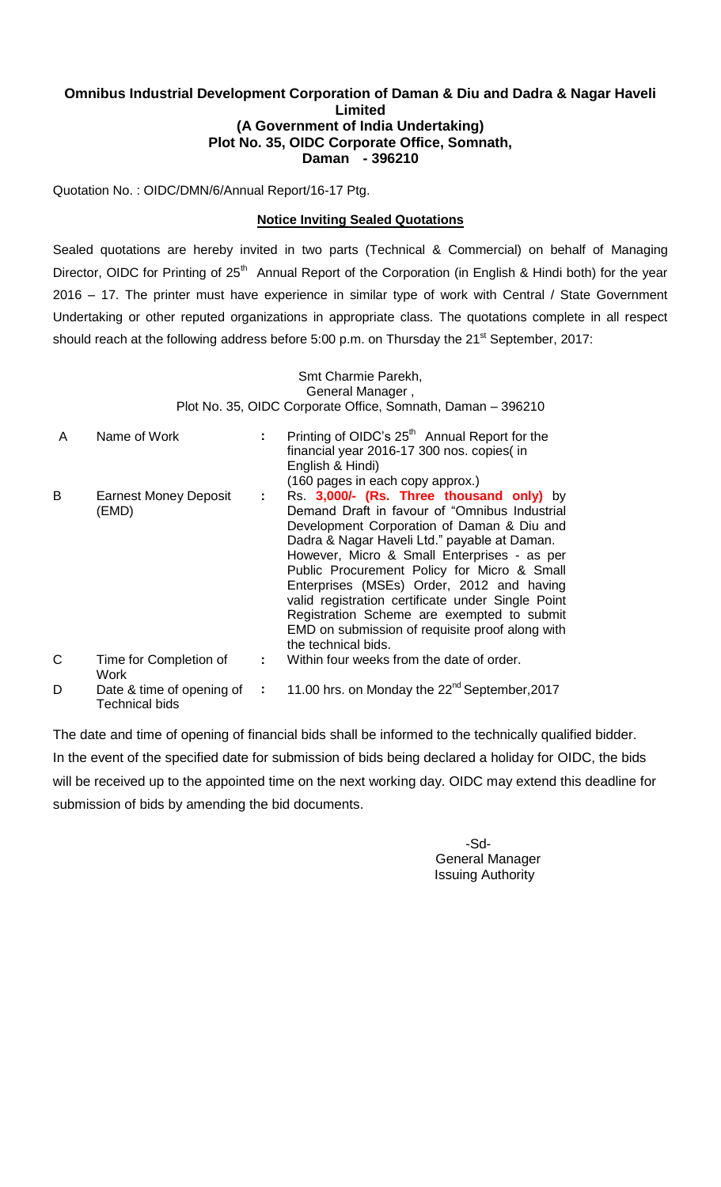**Omnibus Industrial Development Corporation of Daman & Diu and Dadra & Nagar Haveli Limited**
**(A Government of India Undertaking)**
**Plot No. 35, OIDC Corporate Office, Somnath,**
**Daman - 396210**

Quotation No. : OIDC/DMN/6/Annual Report/16-17 Ptg.

**Notice Inviting Sealed Quotations**

Sealed quotations are hereby invited in two parts (Technical & Commercial) on behalf of Managing Director, OIDC for Printing of 25th Annual Report of the Corporation (in English & Hindi both) for the year 2016 – 17. The printer must have experience in similar type of work with Central / State Government Undertaking or other reputed organizations in appropriate class. The quotations complete in all respect should reach at the following address before 5:00 p.m. on Thursday the 21st September, 2017:

Smt Charmie Parekh,
General Manager ,
Plot No. 35, OIDC Corporate Office, Somnath, Daman – 396210

| | | | |
|---|---|---|---|
| A | Name of Work | : | Printing of OIDC's 25th Annual Report for the financial year 2016-17 300 nos. copies( in English & Hindi) (160 pages in each copy approx.) |
| B | Earnest Money Deposit (EMD) | : | Rs. **3,000/- (Rs. Three thousand only)** by Demand Draft in favour of "Omnibus Industrial Development Corporation of Daman & Diu and Dadra & Nagar Haveli Ltd." payable at Daman. However, Micro & Small Enterprises - as per Public Procurement Policy for Micro & Small Enterprises (MSEs) Order, 2012 and having valid registration certificate under Single Point Registration Scheme are exempted to submit EMD on submission of requisite proof along with the technical bids. |
| C | Time for Completion of Work | : | Within four weeks from the date of order. |
| D | Date & time of opening of Technical bids | : | 11.00 hrs. on Monday the 22nd September,2017 |

The date and time of opening of financial bids shall be informed to the technically qualified bidder. In the event of the specified date for submission of bids being declared a holiday for OIDC, the bids will be received up to the appointed time on the next working day. OIDC may extend this deadline for submission of bids by amending the bid documents.

-Sd-
General Manager
Issuing Authority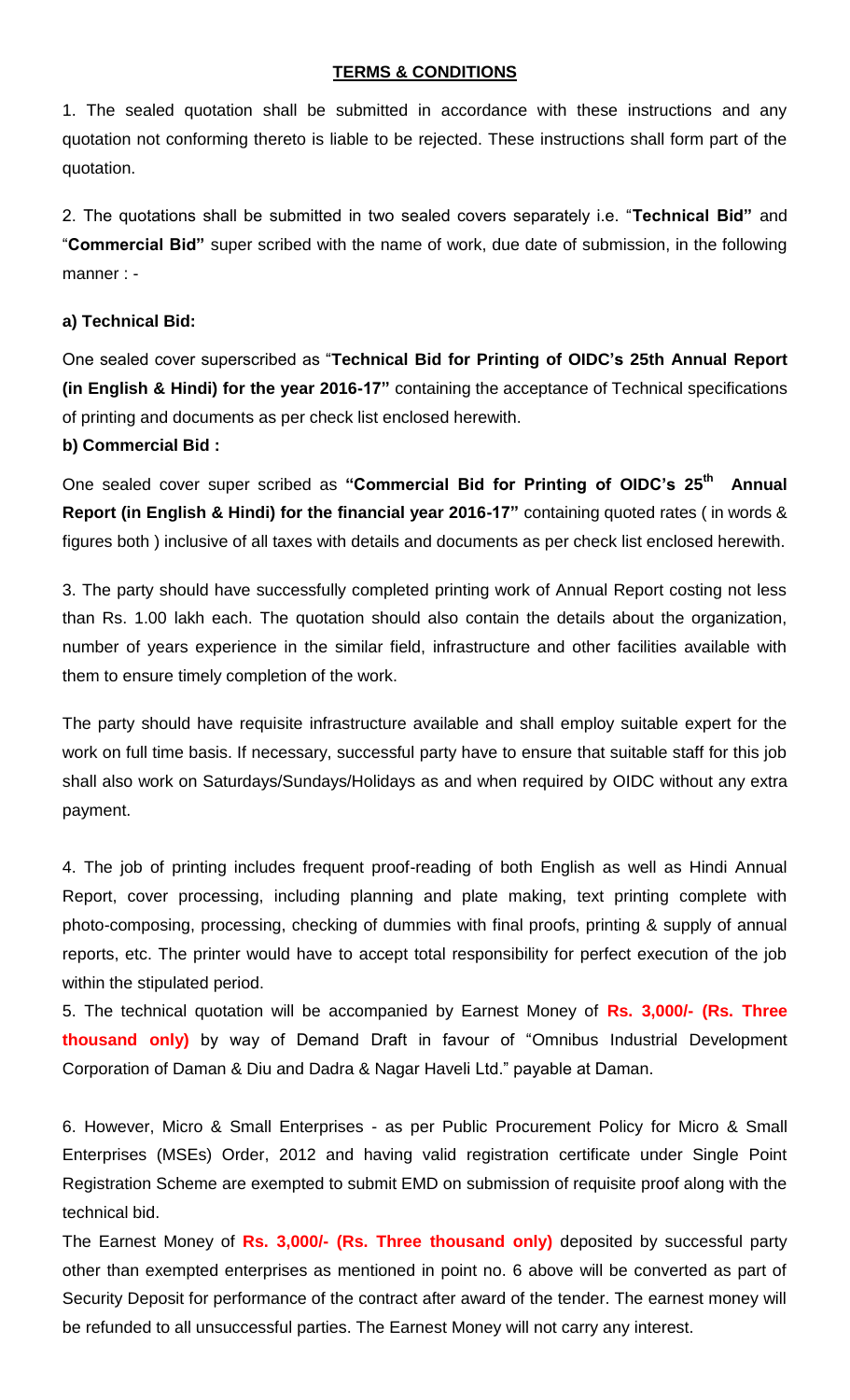## TERMS & CONDITIONS

1. The sealed quotation shall be submitted in accordance with these instructions and any quotation not conforming thereto is liable to be rejected. These instructions shall form part of the quotation.

2. The quotations shall be submitted in two sealed covers separately i.e. "**Technical Bid"** and "**Commercial Bid"** super scribed with the name of work, due date of submission, in the following manner : -

**a) Technical Bid:**

One sealed cover superscribed as "**Technical Bid for Printing of OIDC's 25th Annual Report (in English & Hindi) for the year 2016-17"** containing the acceptance of Technical specifications of printing and documents as per check list enclosed herewith.

**b) Commercial Bid :**

One sealed cover super scribed as **"Commercial Bid for Printing of OIDC's 25th Annual Report (in English & Hindi) for the financial year 2016-17"** containing quoted rates ( in words & figures both ) inclusive of all taxes with details and documents as per check list enclosed herewith.

3. The party should have successfully completed printing work of Annual Report costing not less than Rs. 1.00 lakh each. The quotation should also contain the details about the organization, number of years experience in the similar field, infrastructure and other facilities available with them to ensure timely completion of the work.

The party should have requisite infrastructure available and shall employ suitable expert for the work on full time basis. If necessary, successful party have to ensure that suitable staff for this job shall also work on Saturdays/Sundays/Holidays as and when required by OIDC without any extra payment.

4. The job of printing includes frequent proof-reading of both English as well as Hindi Annual Report, cover processing, including planning and plate making, text printing complete with photo-composing, processing, checking of dummies with final proofs, printing & supply of annual reports, etc. The printer would have to accept total responsibility for perfect execution of the job within the stipulated period.

5. The technical quotation will be accompanied by Earnest Money of **Rs. 3,000/- (Rs. Three thousand only)** by way of Demand Draft in favour of "Omnibus Industrial Development Corporation of Daman & Diu and Dadra & Nagar Haveli Ltd." payable at Daman.

6. However, Micro & Small Enterprises - as per Public Procurement Policy for Micro & Small Enterprises (MSEs) Order, 2012 and having valid registration certificate under Single Point Registration Scheme are exempted to submit EMD on submission of requisite proof along with the technical bid.

The Earnest Money of **Rs. 3,000/- (Rs. Three thousand only)** deposited by successful party other than exempted enterprises as mentioned in point no. 6 above will be converted as part of Security Deposit for performance of the contract after award of the tender. The earnest money will be refunded to all unsuccessful parties. The Earnest Money will not carry any interest.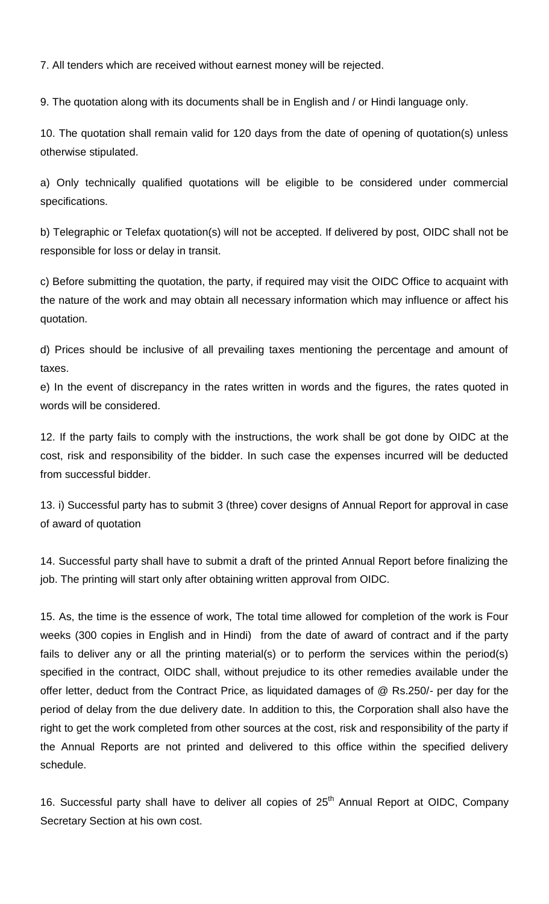7. All tenders which are received without earnest money will be rejected.

9. The quotation along with its documents shall be in English and / or Hindi language only.

10. The quotation shall remain valid for 120 days from the date of opening of quotation(s) unless otherwise stipulated.

a) Only technically qualified quotations will be eligible to be considered under commercial specifications.

b) Telegraphic or Telefax quotation(s) will not be accepted. If delivered by post, OIDC shall not be responsible for loss or delay in transit.

c) Before submitting the quotation, the party, if required may visit the OIDC Office to acquaint with the nature of the work and may obtain all necessary information which may influence or affect his quotation.

d) Prices should be inclusive of all prevailing taxes mentioning the percentage and amount of taxes.

e) In the event of discrepancy in the rates written in words and the figures, the rates quoted in words will be considered.

12. If the party fails to comply with the instructions, the work shall be got done by OIDC at the cost, risk and responsibility of the bidder. In such case the expenses incurred will be deducted from successful bidder.

13. i) Successful party has to submit 3 (three) cover designs of Annual Report for approval in case of award of quotation

14. Successful party shall have to submit a draft of the printed Annual Report before finalizing the job. The printing will start only after obtaining written approval from OIDC.

15. As, the time is the essence of work, The total time allowed for completion of the work is Four weeks (300 copies in English and in Hindi) from the date of award of contract and if the party fails to deliver any or all the printing material(s) or to perform the services within the period(s) specified in the contract, OIDC shall, without prejudice to its other remedies available under the offer letter, deduct from the Contract Price, as liquidated damages of @ Rs.250/- per day for the period of delay from the due delivery date. In addition to this, the Corporation shall also have the right to get the work completed from other sources at the cost, risk and responsibility of the party if the Annual Reports are not printed and delivered to this office within the specified delivery schedule.

16. Successful party shall have to deliver all copies of 25th Annual Report at OIDC, Company Secretary Section at his own cost.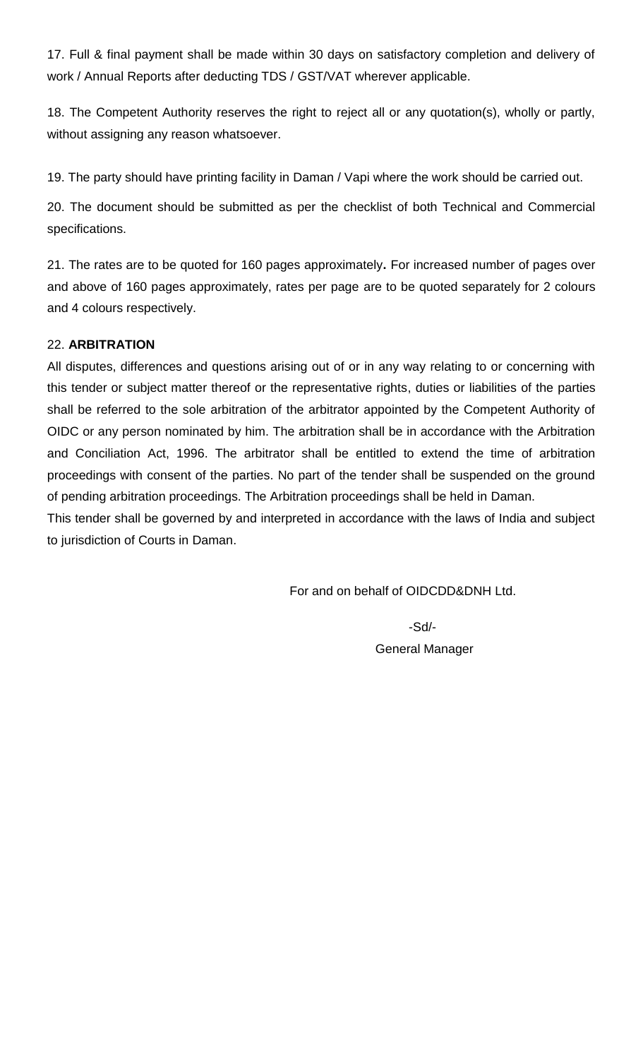17. Full & final payment shall be made within 30 days on satisfactory completion and delivery of work / Annual Reports after deducting TDS / GST/VAT wherever applicable.

18. The Competent Authority reserves the right to reject all or any quotation(s), wholly or partly, without assigning any reason whatsoever.

19. The party should have printing facility in Daman / Vapi where the work should be carried out.

20. The document should be submitted as per the checklist of both Technical and Commercial specifications.

21. The rates are to be quoted for 160 pages approximately**.** For increased number of pages over and above of 160 pages approximately, rates per page are to be quoted separately for 2 colours and 4 colours respectively.

22. **ARBITRATION**

All disputes, differences and questions arising out of or in any way relating to or concerning with this tender or subject matter thereof or the representative rights, duties or liabilities of the parties shall be referred to the sole arbitration of the arbitrator appointed by the Competent Authority of OIDC or any person nominated by him. The arbitration shall be in accordance with the Arbitration and Conciliation Act, 1996. The arbitrator shall be entitled to extend the time of arbitration proceedings with consent of the parties. No part of the tender shall be suspended on the ground of pending arbitration proceedings. The Arbitration proceedings shall be held in Daman.

This tender shall be governed by and interpreted in accordance with the laws of India and subject to jurisdiction of Courts in Daman.

For and on behalf of OIDCDD&DNH Ltd.

-Sd/-

General Manager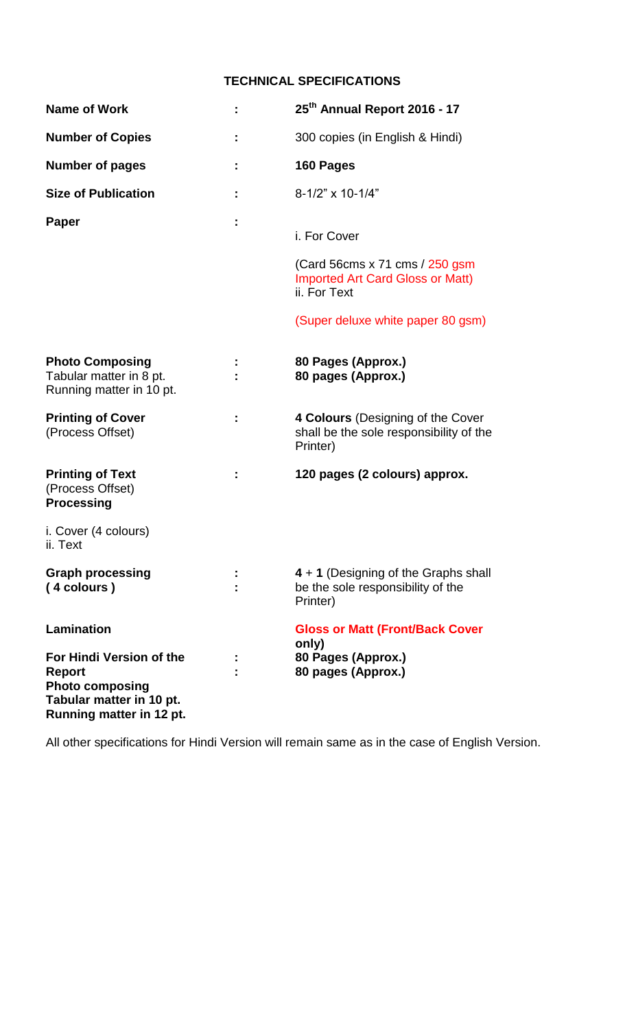## TECHNICAL SPECIFICATIONS

| | | |
|---|---|---|
| **Name of Work** | : | **25th Annual Report 2016 - 17** |
| **Number of Copies** | : | 300 copies (in English & Hindi) |
| **Number of pages** | : | **160 Pages** |
| **Size of Publication** | : | 8-1/2" x 10-1/4" |
| **Paper** | : | i. For Cover<br><br>(Card 56cms x 71 cms / 250 gsm Imported Art Card Gloss or Matt)<br>ii. For Text<br><br>(Super deluxe white paper 80 gsm) |
| **Photo Composing**<br>Tabular matter in 8 pt.<br>Running matter in 10 pt. | :<br>: | **80 Pages (Approx.)**<br>**80 pages (Approx.)** |
| **Printing of Cover**<br>(Process Offset) | : | **4 Colours** (Designing of the Cover shall be the sole responsibility of the Printer) |
| **Printing of Text**<br>(Process Offset)<br>**Processing** | : | **120 pages (2 colours) approx.** |
| i. Cover (4 colours)<br>ii. Text | | |
| **Graph processing**<br>**( 4 colours )** | :<br>: | **4** + **1** (Designing of the Graphs shall be the sole responsibility of the Printer) |
| **Lamination** | | **Gloss or Matt (Front/Back Cover only)** |
| **For Hindi Version of the Report**<br>**Photo composing**<br>**Tabular matter in 10 pt.**<br>**Running matter in 12 pt.** | :<br>: | **80 Pages (Approx.)**<br>**80 pages (Approx.)** |

All other specifications for Hindi Version will remain same as in the case of English Version.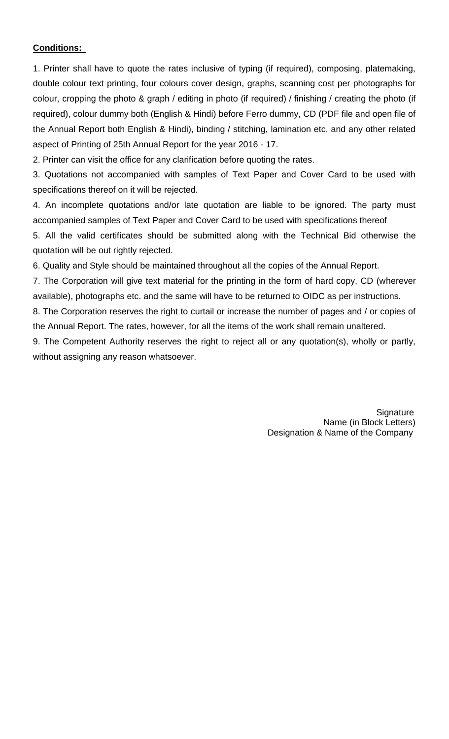**Conditions:**

1. Printer shall have to quote the rates inclusive of typing (if required), composing, platemaking, double colour text printing, four colours cover design, graphs, scanning cost per photographs for colour, cropping the photo & graph / editing in photo (if required) / finishing / creating the photo (if required), colour dummy both (English & Hindi) before Ferro dummy, CD (PDF file and open file of the Annual Report both English & Hindi), binding / stitching, lamination etc. and any other related aspect of Printing of 25th Annual Report for the year 2016 - 17.

2. Printer can visit the office for any clarification before quoting the rates.

3. Quotations not accompanied with samples of Text Paper and Cover Card to be used with specifications thereof on it will be rejected.

4. An incomplete quotations and/or late quotation are liable to be ignored. The party must accompanied samples of Text Paper and Cover Card to be used with specifications thereof

5. All the valid certificates should be submitted along with the Technical Bid otherwise the quotation will be out rightly rejected.

6. Quality and Style should be maintained throughout all the copies of the Annual Report.

7. The Corporation will give text material for the printing in the form of hard copy, CD (wherever available), photographs etc. and the same will have to be returned to OIDC as per instructions.

8. The Corporation reserves the right to curtail or increase the number of pages and / or copies of the Annual Report. The rates, however, for all the items of the work shall remain unaltered.

9. The Competent Authority reserves the right to reject all or any quotation(s), wholly or partly, without assigning any reason whatsoever.

Signature
Name (in Block Letters)
Designation & Name of the Company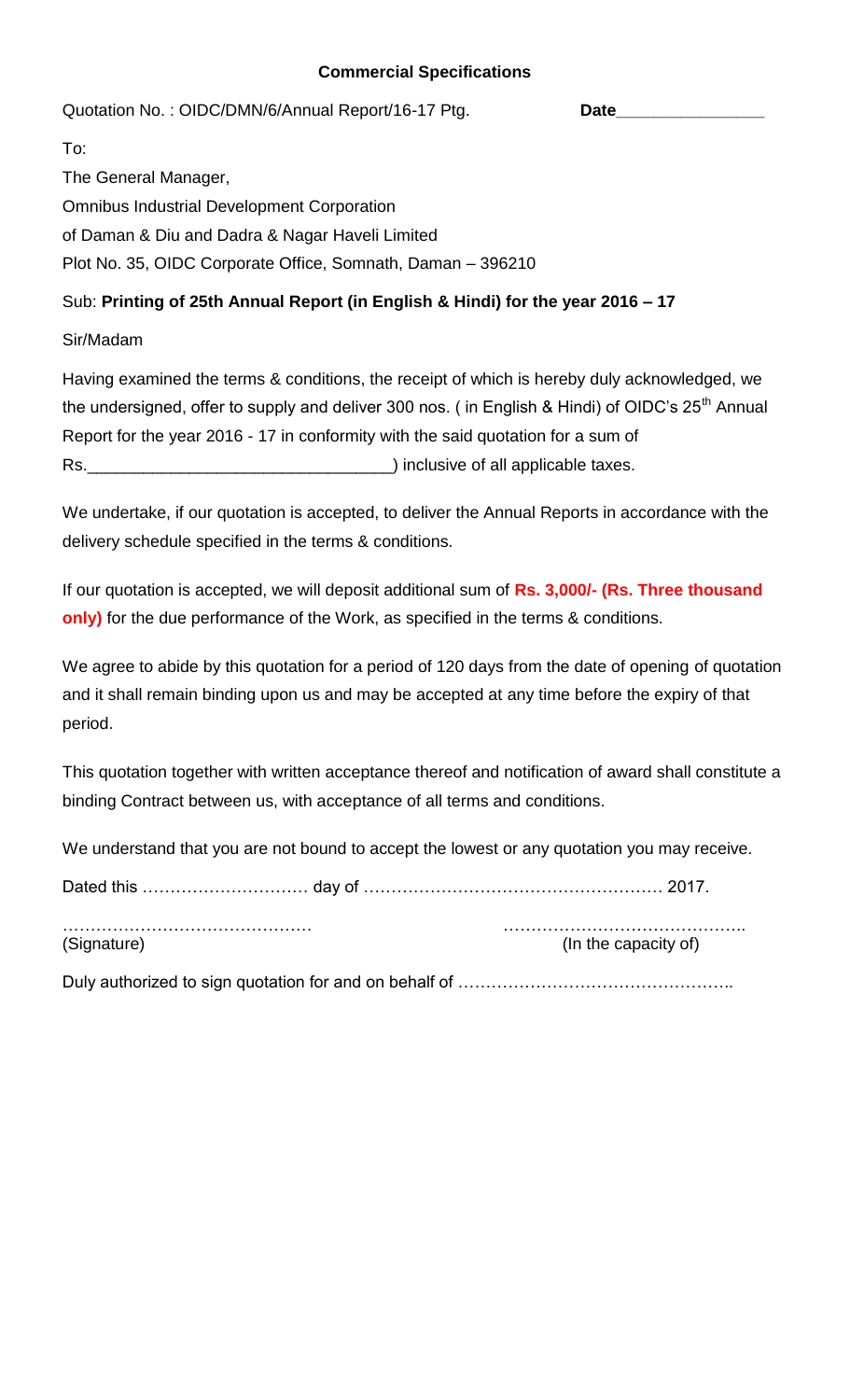**Commercial Specifications**

Quotation No. : OIDC/DMN/6/Annual Report/16-17 Ptg. **Date________________**

To:

The General Manager,

Omnibus Industrial Development Corporation

of Daman & Diu and Dadra & Nagar Haveli Limited

Plot No. 35, OIDC Corporate Office, Somnath, Daman – 396210

Sub: **Printing of 25th Annual Report (in English & Hindi) for the year 2016 – 17**

Sir/Madam

Having examined the terms & conditions, the receipt of which is hereby duly acknowledged, we the undersigned, offer to supply and deliver 300 nos. ( in English & Hindi) of OIDC's 25th Annual Report for the year 2016 - 17 in conformity with the said quotation for a sum of Rs.________________________________) inclusive of all applicable taxes.

We undertake, if our quotation is accepted, to deliver the Annual Reports in accordance with the delivery schedule specified in the terms & conditions.

If our quotation is accepted, we will deposit additional sum of **Rs. 3,000/- (Rs. Three thousand only)** for the due performance of the Work, as specified in the terms & conditions.

We agree to abide by this quotation for a period of 120 days from the date of opening of quotation and it shall remain binding upon us and may be accepted at any time before the expiry of that period.

This quotation together with written acceptance thereof and notification of award shall constitute a binding Contract between us, with acceptance of all terms and conditions.

We understand that you are not bound to accept the lowest or any quotation you may receive.

Dated this ………………………… day of ……………………………………………… 2017.

……………………………………… ……………………………………..

(Signature) (In the capacity of)

Duly authorized to sign quotation for and on behalf of …………………………………………..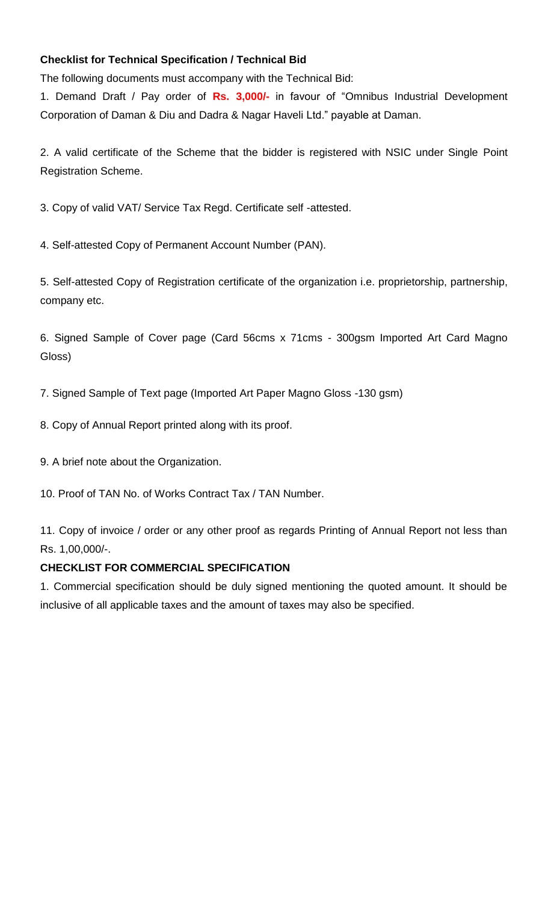**Checklist for Technical Specification / Technical Bid**

The following documents must accompany with the Technical Bid:

1. Demand Draft / Pay order of **Rs. 3,000/-** in favour of "Omnibus Industrial Development Corporation of Daman & Diu and Dadra & Nagar Haveli Ltd." payable at Daman.

2. A valid certificate of the Scheme that the bidder is registered with NSIC under Single Point Registration Scheme.

3. Copy of valid VAT/ Service Tax Regd. Certificate self -attested.

4. Self-attested Copy of Permanent Account Number (PAN).

5. Self-attested Copy of Registration certificate of the organization i.e. proprietorship, partnership, company etc.

6. Signed Sample of Cover page (Card 56cms x 71cms - 300gsm Imported Art Card Magno Gloss)

7. Signed Sample of Text page (Imported Art Paper Magno Gloss -130 gsm)

8. Copy of Annual Report printed along with its proof.

9. A brief note about the Organization.

10. Proof of TAN No. of Works Contract Tax / TAN Number.

11. Copy of invoice / order or any other proof as regards Printing of Annual Report not less than Rs. 1,00,000/-.

**CHECKLIST FOR COMMERCIAL SPECIFICATION**

1. Commercial specification should be duly signed mentioning the quoted amount. It should be inclusive of all applicable taxes and the amount of taxes may also be specified.